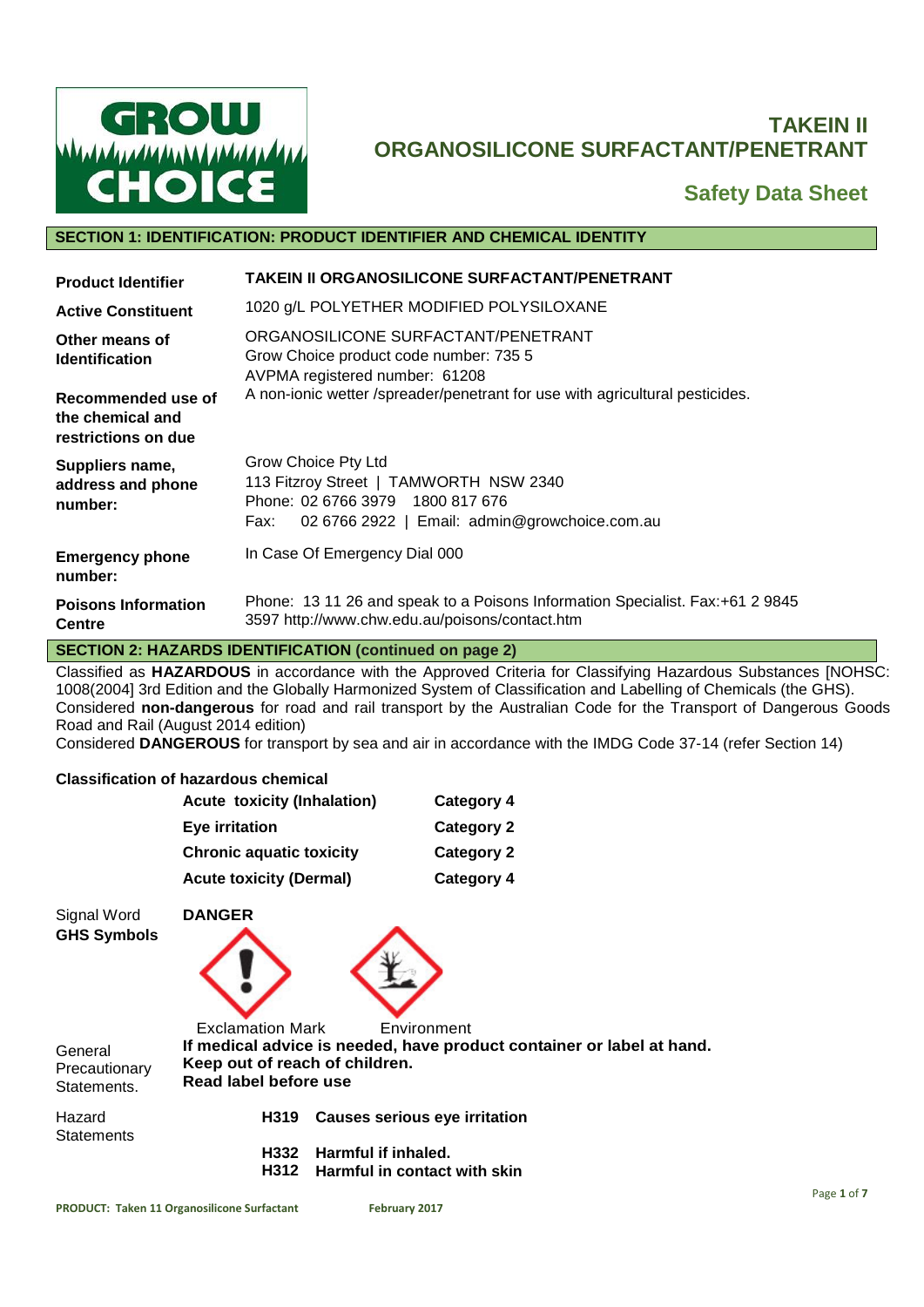# TAKEIN II
# ORGANOSILICONE SURFACTANT/PENETRANT

## Safety Data Sheet

## SECTION 1: IDENTIFICATION: PRODUCT IDENTIFIER AND CHEMICAL IDENTITY

| | |
|---|---|
| **Product Identifier** | **TAKEIN II ORGANOSILICONE SURFACTANT/PENETRANT** |
| **Active Constituent** | 1020 g/L POLYETHER MODIFIED POLYSILOXANE |
| **Other means of Identification** | ORGANOSILICONE SURFACTANT/PENETRANT<br>Grow Choice product code number: 735 5<br>AVPMA registered number: 61208 |
| **Recommended use of the chemical and restrictions on due** | A non-ionic wetter /spreader/penetrant for use with agricultural pesticides. |
| **Suppliers name, address and phone number:** | Grow Choice Pty Ltd<br>113 Fitzroy Street \| TAMWORTH NSW 2340<br>Phone: 02 6766 3979 1800 817 676<br>Fax: 02 6766 2922 \| Email: admin@growchoice.com.au |
| **Emergency phone number:** | In Case Of Emergency Dial 000 |
| **Poisons Information Centre** | Phone: 13 11 26 and speak to a Poisons Information Specialist. Fax:+61 2 9845 3597 http://www.chw.edu.au/poisons/contact.htm |

## SECTION 2: HAZARDS IDENTIFICATION (continued on page 2)

Classified as **HAZARDOUS** in accordance with the Approved Criteria for Classifying Hazardous Substances [NOHSC: 1008(2004] 3rd Edition and the Globally Harmonized System of Classification and Labelling of Chemicals (the GHS).
Considered **non-dangerous** for road and rail transport by the Australian Code for the Transport of Dangerous Goods Road and Rail (August 2014 edition)
Considered **DANGEROUS** for transport by sea and air in accordance with the IMDG Code 37-14 (refer Section 14)

**Classification of hazardous chemical**

| | |
|---|---|
| **Acute toxicity (Inhalation)** | **Category 4** |
| **Eye irritation** | **Category 2** |
| **Chronic aquatic toxicity** | **Category 2** |
| **Acute toxicity (Dermal)** | **Category 4** |

Signal Word **DANGER**

**GHS Symbols**

Exclamation Mark Environment

General Precautionary Statements.
**If medical advice is needed, have product container or label at hand.**
**Keep out of reach of children.**
**Read label before use**

Hazard Statements

**H319 Causes serious eye irritation**

**H332 Harmful if inhaled.**
**H312 Harmful in contact with skin**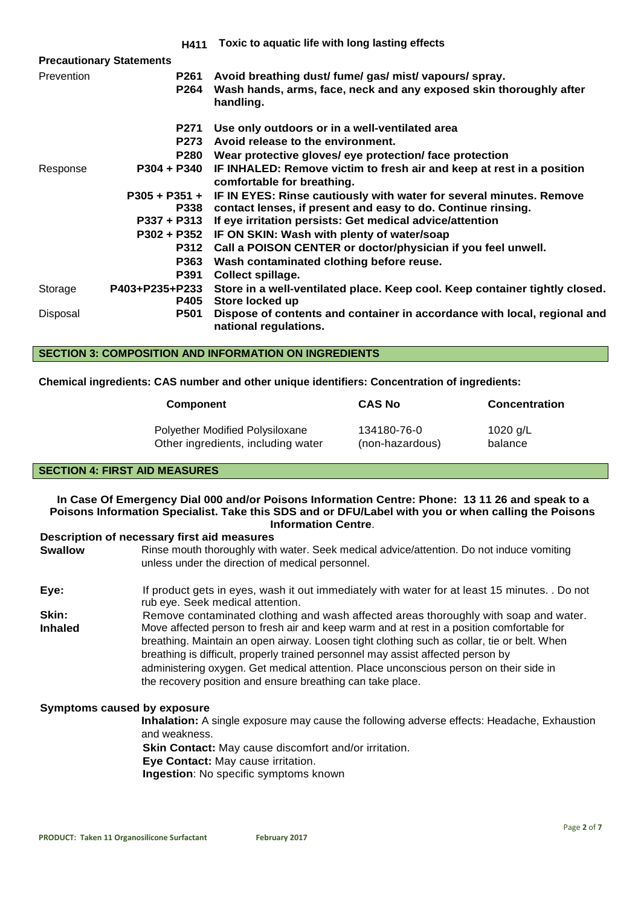| | | |
|---|---|---|
| | **H411** | **Toxic to aquatic life with long lasting effects** |

**Precautionary Statements**

| | | |
|---|---|---|
| Prevention | **P261** | **Avoid breathing dust/ fume/ gas/ mist/ vapours/ spray.** |
| | **P264** | **Wash hands, arms, face, neck and any exposed skin thoroughly after handling.** |
| | **P271** | **Use only outdoors or in a well-ventilated area** |
| | **P273** | **Avoid release to the environment.** |
| | **P280** | **Wear protective gloves/ eye protection/ face protection** |
| Response | **P304 + P340** | **IF INHALED: Remove victim to fresh air and keep at rest in a position comfortable for breathing.** |
| | **P305 + P351 + P338** | **IF IN EYES: Rinse cautiously with water for several minutes. Remove contact lenses, if present and easy to do. Continue rinsing.** |
| | **P337 + P313** | **If eye irritation persists: Get medical advice/attention** |
| | **P302 + P352** | **IF ON SKIN: Wash with plenty of water/soap** |
| | **P312** | **Call a POISON CENTER or doctor/physician if you feel unwell.** |
| | **P363** | **Wash contaminated clothing before reuse.** |
| | **P391** | **Collect spillage.** |
| Storage | **P403+P235+P233** | **Store in a well-ventilated place. Keep cool. Keep container tightly closed.** |
| | **P405** | **Store locked up** |
| Disposal | **P501** | **Dispose of contents and container in accordance with local, regional and national regulations.** |

## SECTION 3: COMPOSITION AND INFORMATION ON INGREDIENTS

**Chemical ingredients: CAS number and other unique identifiers: Concentration of ingredients:**

| Component | CAS No | Concentration |
|---|---|---|
| Polyether Modified Polysiloxane | 134180-76-0 | 1020 g/L |
| Other ingredients, including water | (non-hazardous) | balance |

## SECTION 4: FIRST AID MEASURES

**In Case Of Emergency Dial 000 and/or Poisons Information Centre: Phone: 13 11 26 and speak to a Poisons Information Specialist. Take this SDS and or DFU/Label with you or when calling the Poisons Information Centre**.

**Description of necessary first aid measures**

**Swallow** Rinse mouth thoroughly with water. Seek medical advice/attention. Do not induce vomiting unless under the direction of medical personnel.

**Eye:** If product gets in eyes, wash it out immediately with water for at least 15 minutes. . Do not rub eye. Seek medical attention.

**Skin:** Remove contaminated clothing and wash affected areas thoroughly with soap and water.

**Inhaled** Move affected person to fresh air and keep warm and at rest in a position comfortable for breathing. Maintain an open airway. Loosen tight clothing such as collar, tie or belt. When breathing is difficult, properly trained personnel may assist affected person by administering oxygen. Get medical attention. Place unconscious person on their side in the recovery position and ensure breathing can take place.

**Symptoms caused by exposure**

**Inhalation:** A single exposure may cause the following adverse effects: Headache, Exhaustion and weakness.

**Skin Contact:** May cause discomfort and/or irritation.

**Eye Contact:** May cause irritation.

**Ingestion**: No specific symptoms known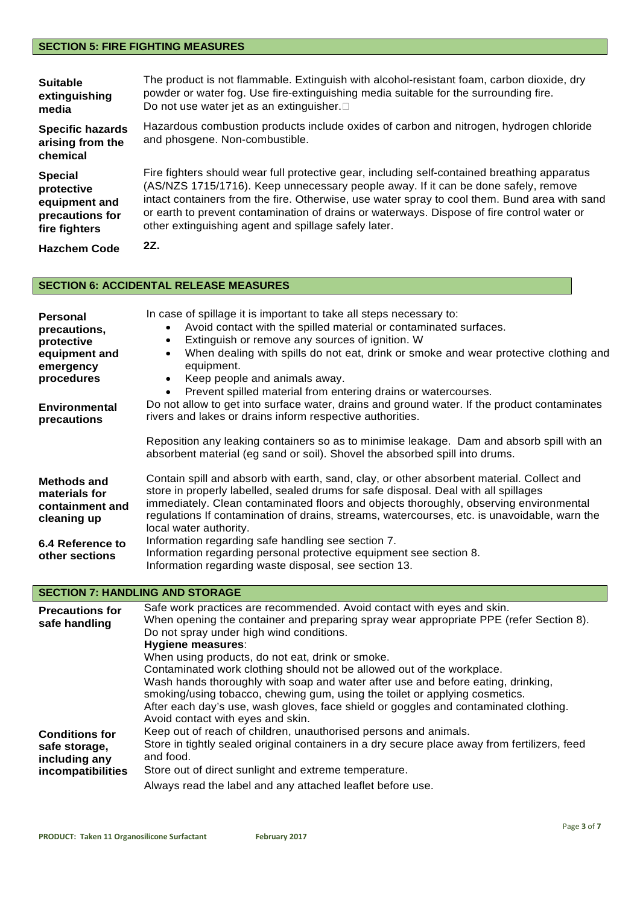## SECTION 5: FIRE FIGHTING MEASURES

| | |
|---|---|
| **Suitable extinguishing media** | The product is not flammable. Extinguish with alcohol-resistant foam, carbon dioxide, dry powder or water fog. Use fire-extinguishing media suitable for the surrounding fire. Do not use water jet as an extinguisher. |
| **Specific hazards arising from the chemical** | Hazardous combustion products include oxides of carbon and nitrogen, hydrogen chloride and phosgene. Non-combustible. |
| **Special protective equipment and precautions for fire fighters** | Fire fighters should wear full protective gear, including self-contained breathing apparatus (AS/NZS 1715/1716). Keep unnecessary people away. If it can be done safely, remove intact containers from the fire. Otherwise, use water spray to cool them. Bund area with sand or earth to prevent contamination of drains or waterways. Dispose of fire control water or other extinguishing agent and spillage safely later. |
| **Hazchem Code** | **2Z.** |

## SECTION 6: ACCIDENTAL RELEASE MEASURES

**Personal precautions, protective equipment and emergency procedures**

In case of spillage it is important to take all steps necessary to:

- Avoid contact with the spilled material or contaminated surfaces.
- Extinguish or remove any sources of ignition. W
- When dealing with spills do not eat, drink or smoke and wear protective clothing and equipment.
- Keep people and animals away.
- Prevent spilled material from entering drains or watercourses.

**Environmental precautions**

Do not allow to get into surface water, drains and ground water. If the product contaminates rivers and lakes or drains inform respective authorities.

Reposition any leaking containers so as to minimise leakage. Dam and absorb spill with an absorbent material (eg sand or soil). Shovel the absorbed spill into drums.

**Methods and materials for containment and cleaning up**

Contain spill and absorb with earth, sand, clay, or other absorbent material. Collect and store in properly labelled, sealed drums for safe disposal. Deal with all spillages immediately. Clean contaminated floors and objects thoroughly, observing environmental regulations If contamination of drains, streams, watercourses, etc. is unavoidable, warn the local water authority.

**6.4 Reference to other sections**

Information regarding safe handling see section 7.
Information regarding personal protective equipment see section 8.
Information regarding waste disposal, see section 13.

## SECTION 7: HANDLING AND STORAGE

**Precautions for safe handling**

Safe work practices are recommended. Avoid contact with eyes and skin.
When opening the container and preparing spray wear appropriate PPE (refer Section 8).
Do not spray under high wind conditions.

**Hygiene measures**:

When using products, do not eat, drink or smoke.
Contaminated work clothing should not be allowed out of the workplace.
Wash hands thoroughly with soap and water after use and before eating, drinking, smoking/using tobacco, chewing gum, using the toilet or applying cosmetics.
After each day's use, wash gloves, face shield or goggles and contaminated clothing.
Avoid contact with eyes and skin.

**Conditions for safe storage, including any incompatibilities**

Keep out of reach of children, unauthorised persons and animals.
Store in tightly sealed original containers in a dry secure place away from fertilizers, feed and food.
Store out of direct sunlight and extreme temperature.
Always read the label and any attached leaflet before use.

**PRODUCT: Taken 11 Organosilicone Surfactant** **February 2017**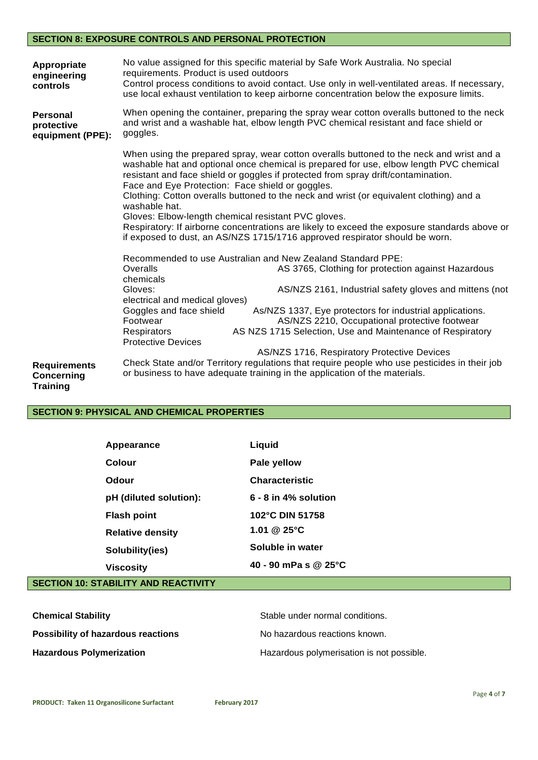## SECTION 8: EXPOSURE CONTROLS AND PERSONAL PROTECTION

**Appropriate engineering controls**

No value assigned for this specific material by Safe Work Australia. No special requirements. Product is used outdoors
Control process conditions to avoid contact. Use only in well-ventilated areas. If necessary, use local exhaust ventilation to keep airborne concentration below the exposure limits.

**Personal protective equipment (PPE):**

When opening the container, preparing the spray wear cotton overalls buttoned to the neck and wrist and a washable hat, elbow length PVC chemical resistant and face shield or goggles.

When using the prepared spray, wear cotton overalls buttoned to the neck and wrist and a washable hat and optional once chemical is prepared for use, elbow length PVC chemical resistant and face shield or goggles if protected from spray drift/contamination.
Face and Eye Protection: Face shield or goggles.
Clothing: Cotton overalls buttoned to the neck and wrist (or equivalent clothing) and a washable hat.
Gloves: Elbow-length chemical resistant PVC gloves.
Respiratory: If airborne concentrations are likely to exceed the exposure standards above or if exposed to dust, an AS/NZS 1715/1716 approved respirator should be worn.

Recommended to use Australian and New Zealand Standard PPE:

| | |
|---|---|
| Overalls | AS 3765, Clothing for protection against Hazardous chemicals |
| Gloves: | AS/NZS 2161, Industrial safety gloves and mittens (not electrical and medical gloves) |
| Goggles and face shield | As/NZS 1337, Eye protectors for industrial applications. |
| Footwear | AS/NZS 2210, Occupational protective footwear |
| Respirators | AS NZS 1715 Selection, Use and Maintenance of Respiratory Protective Devices |
| | AS/NZS 1716, Respiratory Protective Devices |

**Requirements Concerning Training**

Check State and/or Territory regulations that require people who use pesticides in their job or business to have adequate training in the application of the materials.

## SECTION 9: PHYSICAL AND CHEMICAL PROPERTIES

| | |
|---|---|
| **Appearance** | **Liquid** |
| **Colour** | **Pale yellow** |
| **Odour** | **Characteristic** |
| **pH (diluted solution):** | **6 - 8 in 4% solution** |
| **Flash point** | **102°C DIN 51758** |
| **Relative density** | **1.01 @ 25°C** |
| **Solubility(ies)** | **Soluble in water** |
| **Viscosity** | **40 - 90 mPa s @ 25°C** |

## SECTION 10: STABILITY AND REACTIVITY

| | |
|---|---|
| **Chemical Stability** | Stable under normal conditions. |
| **Possibility of hazardous reactions** | No hazardous reactions known. |
| **Hazardous Polymerization** | Hazardous polymerisation is not possible. |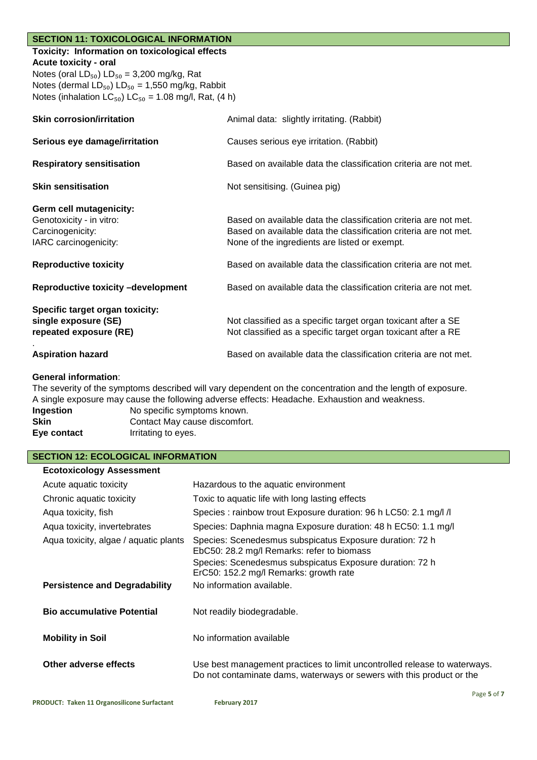## SECTION 11: TOXICOLOGICAL INFORMATION

**Toxicity: Information on toxicological effects**

**Acute toxicity - oral**

Notes (oral $LD_{50}$) $LD_{50}$ = 3,200 mg/kg, Rat
Notes (dermal $LD_{50}$) $LD_{50}$ = 1,550 mg/kg, Rabbit
Notes (inhalation $LC_{50}$) $LC_{50}$ = 1.08 mg/l, Rat, (4 h)

| | |
|---|---|
| **Skin corrosion/irritation** | Animal data: slightly irritating. (Rabbit) |
| **Serious eye damage/irritation** | Causes serious eye irritation. (Rabbit) |
| **Respiratory sensitisation** | Based on available data the classification criteria are not met. |
| **Skin sensitisation** | Not sensitising. (Guinea pig) |
| **Germ cell mutagenicity:** | |
| Genotoxicity - in vitro: | Based on available data the classification criteria are not met. |
| Carcinogenicity: | Based on available data the classification criteria are not met. |
| IARC carcinogenicity: | None of the ingredients are listed or exempt. |
| **Reproductive toxicity** | Based on available data the classification criteria are not met. |
| **Reproductive toxicity –development** | Based on available data the classification criteria are not met. |
| **Specific target organ toxicity:** | |
| **single exposure (SE)** | Not classified as a specific target organ toxicant after a SE |
| **repeated exposure (RE)** | Not classified as a specific target organ toxicant after a RE |
| **Aspiration hazard** | Based on available data the classification criteria are not met. |

**General information**:

The severity of the symptoms described will vary dependent on the concentration and the length of exposure.
A single exposure may cause the following adverse effects: Headache. Exhaustion and weakness.

| | |
|---|---|
| **Ingestion** | No specific symptoms known. |
| **Skin** | Contact May cause discomfort. |
| **Eye contact** | Irritating to eyes. |

## SECTION 12: ECOLOGICAL INFORMATION

| **Ecotoxicology Assessment** | |
|---|---|
| Acute aquatic toxicity | Hazardous to the aquatic environment |
| Chronic aquatic toxicity | Toxic to aquatic life with long lasting effects |
| Aqua toxicity, fish | Species : rainbow trout Exposure duration: 96 h LC50: 2.1 mg/l /l |
| Aqua toxicity, invertebrates | Species: Daphnia magna Exposure duration: 48 h EC50: 1.1 mg/l |
| Aqua toxicity, algae / aquatic plants | Species: Scenedesmus subspicatus Exposure duration: 72 h EbC50: 28.2 mg/l Remarks: refer to biomass<br>Species: Scenedesmus subspicatus Exposure duration: 72 h ErC50: 152.2 mg/l Remarks: growth rate |
| **Persistence and Degradability** | No information available. |
| **Bio accumulative Potential** | Not readily biodegradable. |
| **Mobility in Soil** | No information available |
| **Other adverse effects** | Use best management practices to limit uncontrolled release to waterways. Do not contaminate dams, waterways or sewers with this product or the |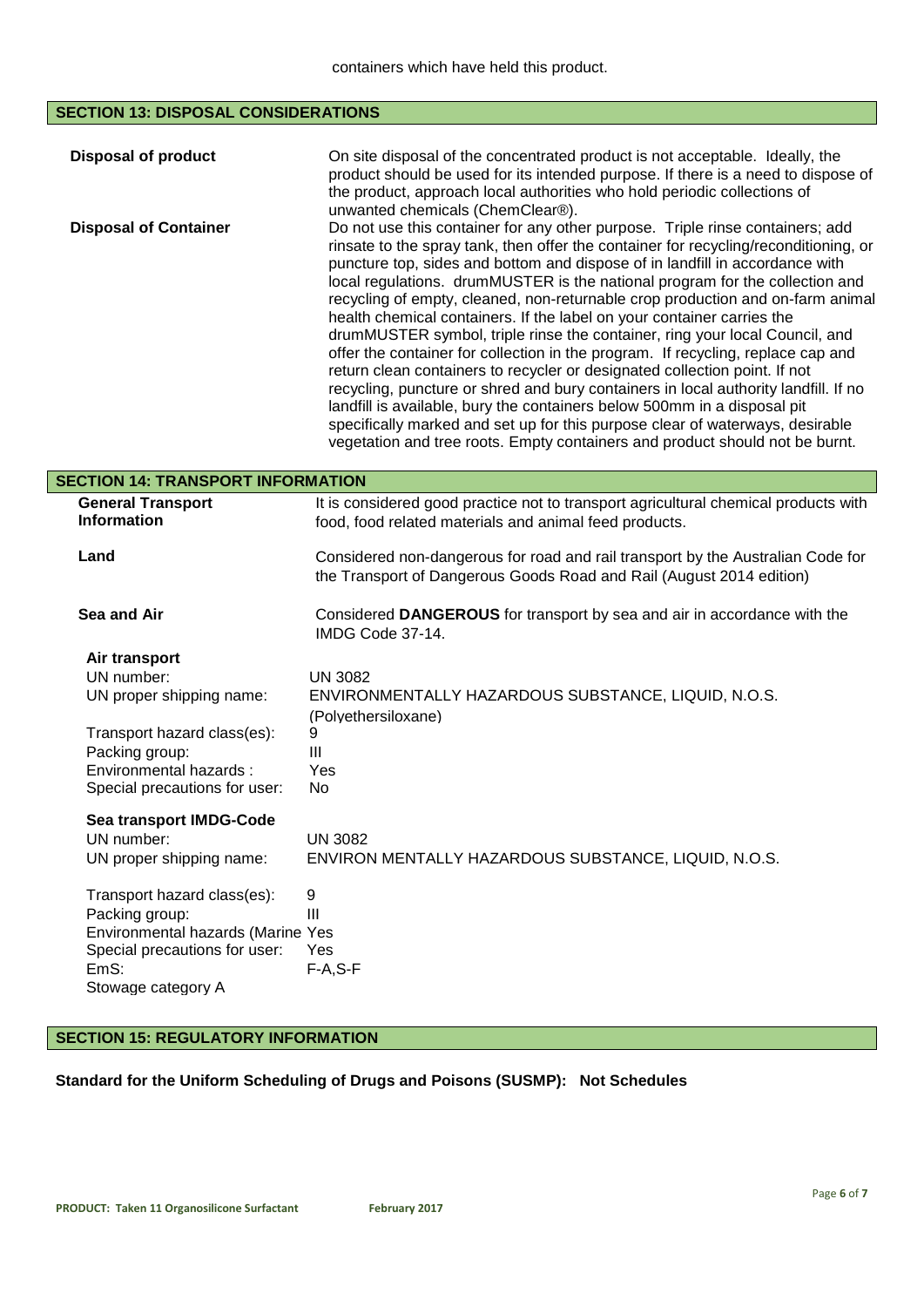containers which have held this product.

## SECTION 13: DISPOSAL CONSIDERATIONS

| | |
|---|---|
| **Disposal of product** | On site disposal of the concentrated product is not acceptable. Ideally, the product should be used for its intended purpose. If there is a need to dispose of the product, approach local authorities who hold periodic collections of unwanted chemicals (ChemClear®). |
| **Disposal of Container** | Do not use this container for any other purpose. Triple rinse containers; add rinsate to the spray tank, then offer the container for recycling/reconditioning, or puncture top, sides and bottom and dispose of in landfill in accordance with local regulations. drumMUSTER is the national program for the collection and recycling of empty, cleaned, non-returnable crop production and on-farm animal health chemical containers. If the label on your container carries the drumMUSTER symbol, triple rinse the container, ring your local Council, and offer the container for collection in the program. If recycling, replace cap and return clean containers to recycler or designated collection point. If not recycling, puncture or shred and bury containers in local authority landfill. If no landfill is available, bury the containers below 500mm in a disposal pit specifically marked and set up for this purpose clear of waterways, desirable vegetation and tree roots. Empty containers and product should not be burnt. |

## SECTION 14: TRANSPORT INFORMATION

| | |
|---|---|
| **General Transport Information** | It is considered good practice not to transport agricultural chemical products with food, food related materials and animal feed products. |
| **Land** | Considered non-dangerous for road and rail transport by the Australian Code for the Transport of Dangerous Goods Road and Rail (August 2014 edition) |
| **Sea and Air** | Considered **DANGEROUS** for transport by sea and air in accordance with the IMDG Code 37-14. |

**Air transport**

| | |
|---|---|
| UN number: | UN 3082 |
| UN proper shipping name: | ENVIRONMENTALLY HAZARDOUS SUBSTANCE, LIQUID, N.O.S. (Polyethersiloxane) |
| Transport hazard class(es): | 9 |
| Packing group: | III |
| Environmental hazards : | Yes |
| Special precautions for user: | No |

**Sea transport IMDG-Code**

| | |
|---|---|
| UN number: | UN 3082 |
| UN proper shipping name: | ENVIRON MENTALLY HAZARDOUS SUBSTANCE, LIQUID, N.O.S. |
| Transport hazard class(es): | 9 |
| Packing group: | III |
| Environmental hazards (Marine | Yes |
| Special precautions for user: | Yes |
| EmS: | F-A,S-F |
| Stowage category A | |

## SECTION 15: REGULATORY INFORMATION

**Standard for the Uniform Scheduling of Drugs and Poisons (SUSMP): Not Schedules**

**PRODUCT: Taken 11 Organosilicone Surfactant** **February 2017**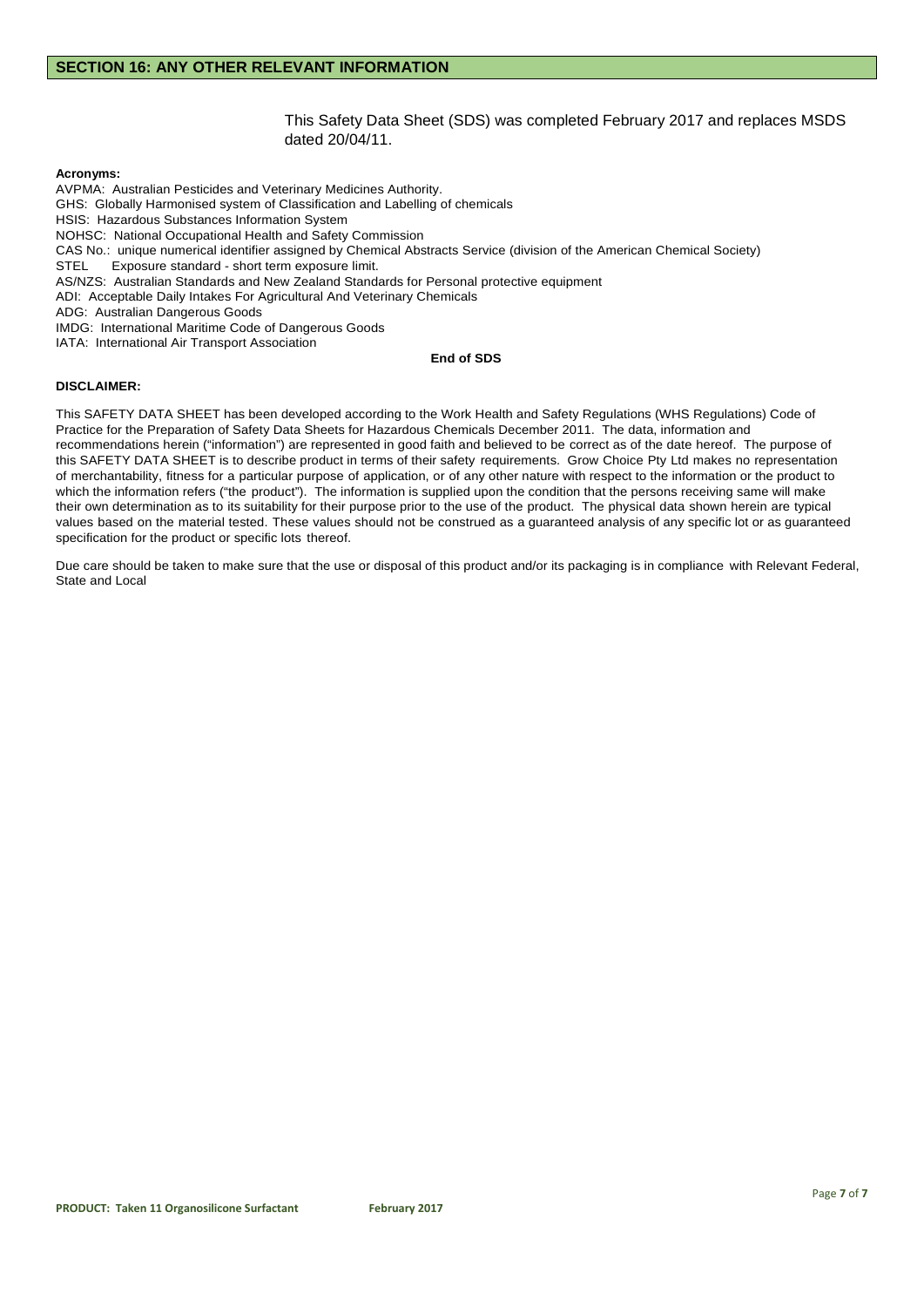## SECTION 16: ANY OTHER RELEVANT INFORMATION

This Safety Data Sheet (SDS) was completed February 2017 and replaces MSDS dated 20/04/11.

**Acronyms:**

AVPMA: Australian Pesticides and Veterinary Medicines Authority.
GHS: Globally Harmonised system of Classification and Labelling of chemicals
HSIS: Hazardous Substances Information System
NOHSC: National Occupational Health and Safety Commission
CAS No.: unique numerical identifier assigned by Chemical Abstracts Service (division of the American Chemical Society)
STEL Exposure standard - short term exposure limit.
AS/NZS: Australian Standards and New Zealand Standards for Personal protective equipment
ADI: Acceptable Daily Intakes For Agricultural And Veterinary Chemicals
ADG: Australian Dangerous Goods
IMDG: International Maritime Code of Dangerous Goods
IATA: International Air Transport Association

**End of SDS**

**DISCLAIMER:**

This SAFETY DATA SHEET has been developed according to the Work Health and Safety Regulations (WHS Regulations) Code of Practice for the Preparation of Safety Data Sheets for Hazardous Chemicals December 2011. The data, information and recommendations herein ("information") are represented in good faith and believed to be correct as of the date hereof. The purpose of this SAFETY DATA SHEET is to describe product in terms of their safety requirements. Grow Choice Pty Ltd makes no representation of merchantability, fitness for a particular purpose of application, or of any other nature with respect to the information or the product to which the information refers ("the product"). The information is supplied upon the condition that the persons receiving same will make their own determination as to its suitability for their purpose prior to the use of the product. The physical data shown herein are typical values based on the material tested. These values should not be construed as a guaranteed analysis of any specific lot or as guaranteed specification for the product or specific lots thereof.

Due care should be taken to make sure that the use or disposal of this product and/or its packaging is in compliance with Relevant Federal, State and Local